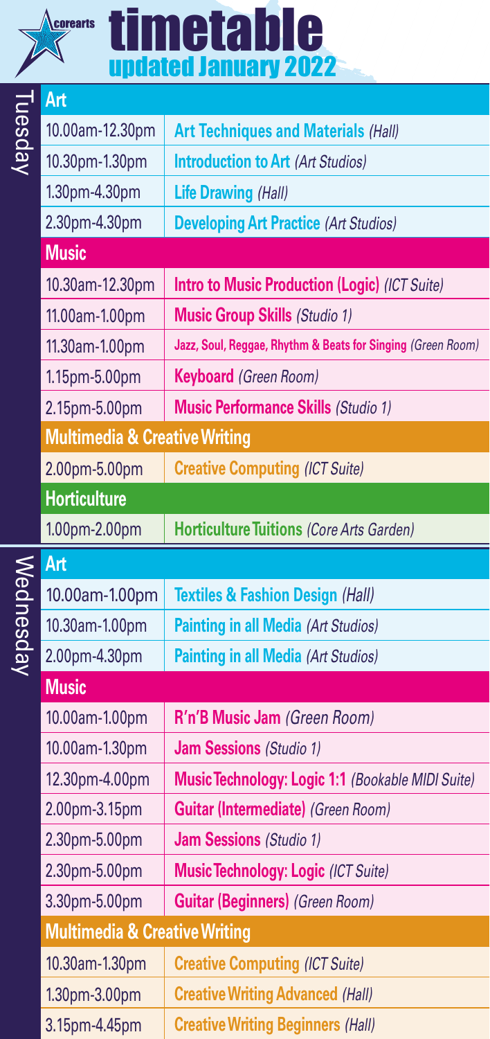# corearts timetable

## updated January 2022

## Tuesday

### Art

| Time | Session |
| --- | --- |
| 10.00am-12.30pm | **Art Techniques and Materials** *(Hall)* |
| 10.30pm-1.30pm | **Introduction to Art** *(Art Studios)* |
| 1.30pm-4.30pm | **Life Drawing** *(Hall)* |
| 2.30pm-4.30pm | **Developing Art Practice** *(Art Studios)* |

### Music

| Time | Session |
| --- | --- |
| 10.30am-12.30pm | **Intro to Music Production (Logic)** *(ICT Suite)* |
| 11.00am-1.00pm | **Music Group Skills** *(Studio 1)* |
| 11.30am-1.00pm | **Jazz, Soul, Reggae, Rhythm & Beats for Singing** *(Green Room)* |
| 1.15pm-5.00pm | **Keyboard** *(Green Room)* |
| 2.15pm-5.00pm | **Music Performance Skills** *(Studio 1)* |

### Multimedia & Creative Writing

| Time | Session |
| --- | --- |
| 2.00pm-5.00pm | **Creative Computing** *(ICT Suite)* |

### Horticulture

| Time | Session |
| --- | --- |
| 1.00pm-2.00pm | **Horticulture Tuitions** *(Core Arts Garden)* |

## Wednesday

### Art

| Time | Session |
| --- | --- |
| 10.00am-1.00pm | **Textiles & Fashion Design** *(Hall)* |
| 10.30am-1.00pm | **Painting in all Media** *(Art Studios)* |
| 2.00pm-4.30pm | **Painting in all Media** *(Art Studios)* |

### Music

| Time | Session |
| --- | --- |
| 10.00am-1.00pm | **R'n'B Music Jam** *(Green Room)* |
| 10.00am-1.30pm | **Jam Sessions** *(Studio 1)* |
| 12.30pm-4.00pm | **Music Technology: Logic 1:1** *(Bookable MIDI Suite)* |
| 2.00pm-3.15pm | **Guitar (Intermediate)** *(Green Room)* |
| 2.30pm-5.00pm | **Jam Sessions** *(Studio 1)* |
| 2.30pm-5.00pm | **Music Technology: Logic** *(ICT Suite)* |
| 3.30pm-5.00pm | **Guitar (Beginners)** *(Green Room)* |

### Multimedia & Creative Writing

| Time | Session |
| --- | --- |
| 10.30am-1.30pm | **Creative Computing** *(ICT Suite)* |
| 1.30pm-3.00pm | **Creative Writing Advanced** *(Hall)* |
| 3.15pm-4.45pm | **Creative Writing Beginners** *(Hall)* |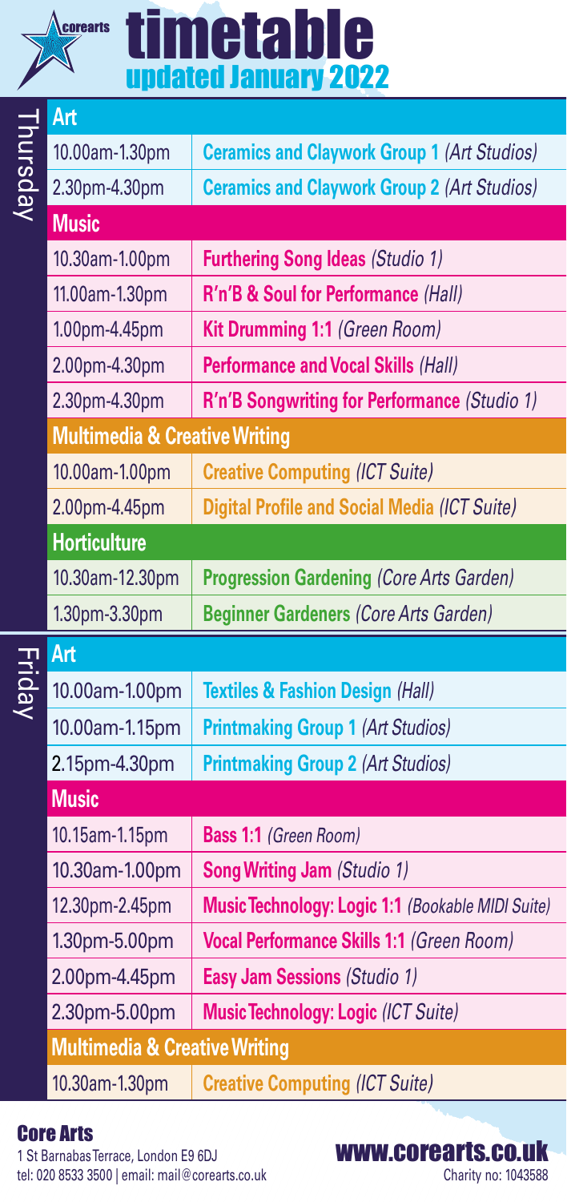# timetable

## updated January 2022

## Thursday

| | |
|---|---|
| **Art** | |
| 10.00am-1.30pm | **Ceramics and Claywork Group 1** *(Art Studios)* |
| 2.30pm-4.30pm | **Ceramics and Claywork Group 2** *(Art Studios)* |
| **Music** | |
| 10.30am-1.00pm | **Furthering Song Ideas** *(Studio 1)* |
| 11.00am-1.30pm | **R'n'B & Soul for Performance** *(Hall)* |
| 1.00pm-4.45pm | **Kit Drumming 1:1** *(Green Room)* |
| 2.00pm-4.30pm | **Performance and Vocal Skills** *(Hall)* |
| 2.30pm-4.30pm | **R'n'B Songwriting for Performance** *(Studio 1)* |
| **Multimedia & Creative Writing** | |
| 10.00am-1.00pm | **Creative Computing** *(ICT Suite)* |
| 2.00pm-4.45pm | **Digital Profile and Social Media** *(ICT Suite)* |
| **Horticulture** | |
| 10.30am-12.30pm | **Progression Gardening** *(Core Arts Garden)* |
| 1.30pm-3.30pm | **Beginner Gardeners** *(Core Arts Garden)* |

## Friday

| | |
|---|---|
| **Art** | |
| 10.00am-1.00pm | **Textiles & Fashion Design** *(Hall)* |
| 10.00am-1.15pm | **Printmaking Group 1** *(Art Studios)* |
| 2.15pm-4.30pm | **Printmaking Group 2** *(Art Studios)* |
| **Music** | |
| 10.15am-1.15pm | **Bass 1:1** *(Green Room)* |
| 10.30am-1.00pm | **Song Writing Jam** *(Studio 1)* |
| 12.30pm-2.45pm | **Music Technology: Logic 1:1** *(Bookable MIDI Suite)* |
| 1.30pm-5.00pm | **Vocal Performance Skills 1:1** *(Green Room)* |
| 2.00pm-4.45pm | **Easy Jam Sessions** *(Studio 1)* |
| 2.30pm-5.00pm | **Music Technology: Logic** *(ICT Suite)* |
| **Multimedia & Creative Writing** | |
| 10.30am-1.30pm | **Creative Computing** *(ICT Suite)* |

**Core Arts**
1 St Barnabas Terrace, London E9 6DJ
tel: 020 8533 3500 | email: mail@corearts.co.uk

**www.corearts.co.uk**
Charity no: 1043588